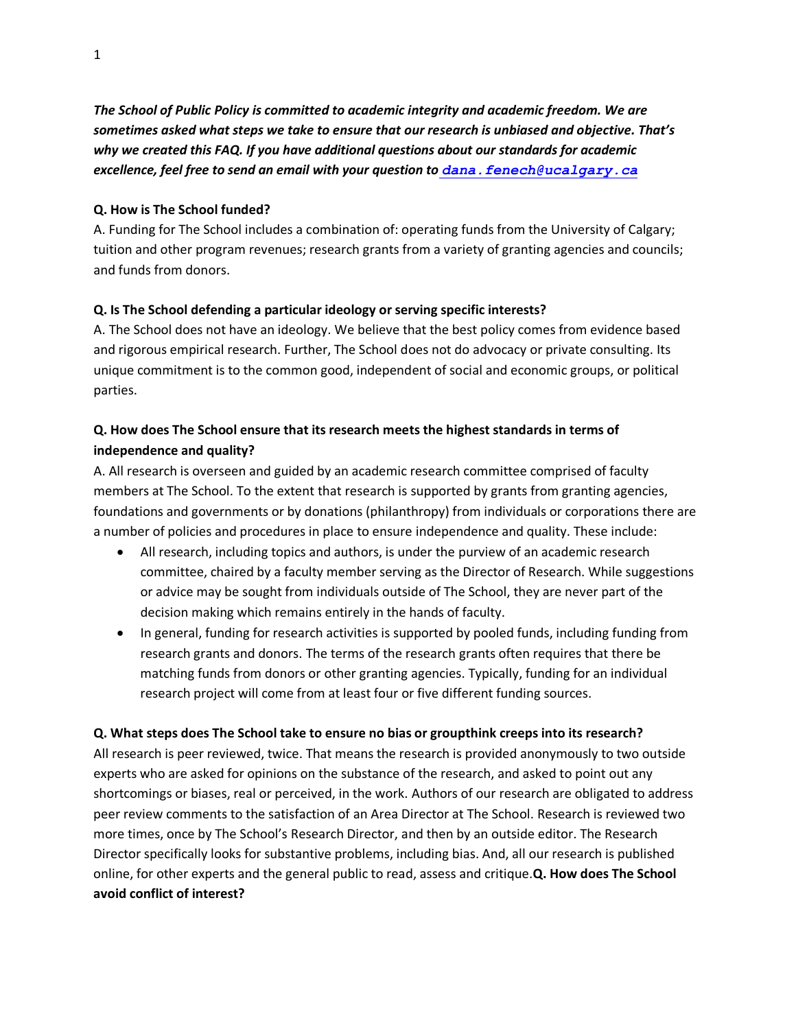***The School of Public Policy is committed to academic integrity and academic freedom. We are sometimes asked what steps we take to ensure that our research is unbiased and objective. That's why we created this FAQ. If you have additional questions about our standards for academic excellence, feel free to send an email with your question to dana.fenech@ucalgary.ca***

**Q. How is The School funded?**

A. Funding for The School includes a combination of: operating funds from the University of Calgary; tuition and other program revenues; research grants from a variety of granting agencies and councils; and funds from donors.

**Q. Is The School defending a particular ideology or serving specific interests?**

A. The School does not have an ideology. We believe that the best policy comes from evidence based and rigorous empirical research. Further, The School does not do advocacy or private consulting. Its unique commitment is to the common good, independent of social and economic groups, or political parties.

**Q. How does The School ensure that its research meets the highest standards in terms of independence and quality?**

A. All research is overseen and guided by an academic research committee comprised of faculty members at The School. To the extent that research is supported by grants from granting agencies, foundations and governments or by donations (philanthropy) from individuals or corporations there are a number of policies and procedures in place to ensure independence and quality. These include:

- All research, including topics and authors, is under the purview of an academic research committee, chaired by a faculty member serving as the Director of Research. While suggestions or advice may be sought from individuals outside of The School, they are never part of the decision making which remains entirely in the hands of faculty.
- In general, funding for research activities is supported by pooled funds, including funding from research grants and donors. The terms of the research grants often requires that there be matching funds from donors or other granting agencies. Typically, funding for an individual research project will come from at least four or five different funding sources.

**Q. What steps does The School take to ensure no bias or groupthink creeps into its research?**

All research is peer reviewed, twice. That means the research is provided anonymously to two outside experts who are asked for opinions on the substance of the research, and asked to point out any shortcomings or biases, real or perceived, in the work. Authors of our research are obligated to address peer review comments to the satisfaction of an Area Director at The School. Research is reviewed two more times, once by The School's Research Director, and then by an outside editor. The Research Director specifically looks for substantive problems, including bias. And, all our research is published online, for other experts and the general public to read, assess and critique.

**Q. How does The School avoid conflict of interest?**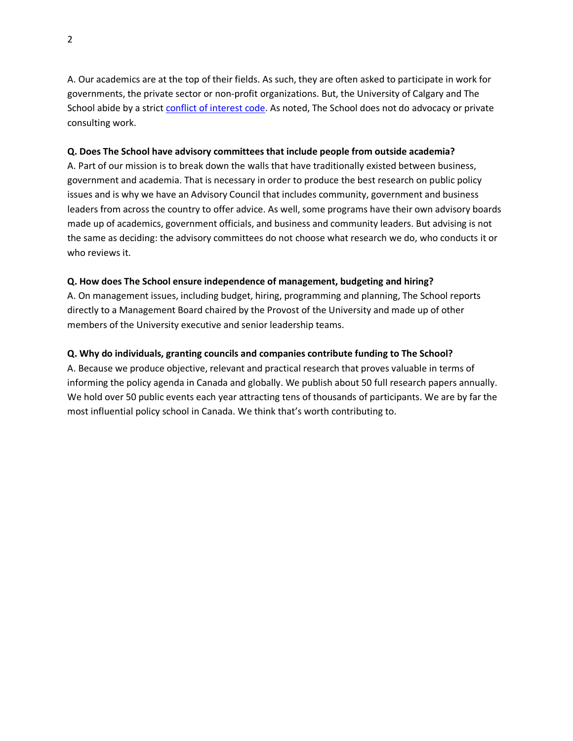A. Our academics are at the top of their fields. As such, they are often asked to participate in work for governments, the private sector or non-profit organizations. But, the University of Calgary and The School abide by a strict conflict of interest code. As noted, The School does not do advocacy or private consulting work.

**Q. Does The School have advisory committees that include people from outside academia?**
A. Part of our mission is to break down the walls that have traditionally existed between business, government and academia. That is necessary in order to produce the best research on public policy issues and is why we have an Advisory Council that includes community, government and business leaders from across the country to offer advice. As well, some programs have their own advisory boards made up of academics, government officials, and business and community leaders. But advising is not the same as deciding: the advisory committees do not choose what research we do, who conducts it or who reviews it.

**Q. How does The School ensure independence of management, budgeting and hiring?**
A. On management issues, including budget, hiring, programming and planning, The School reports directly to a Management Board chaired by the Provost of the University and made up of other members of the University executive and senior leadership teams.

**Q. Why do individuals, granting councils and companies contribute funding to The School?**
A. Because we produce objective, relevant and practical research that proves valuable in terms of informing the policy agenda in Canada and globally. We publish about 50 full research papers annually. We hold over 50 public events each year attracting tens of thousands of participants. We are by far the most influential policy school in Canada. We think that's worth contributing to.